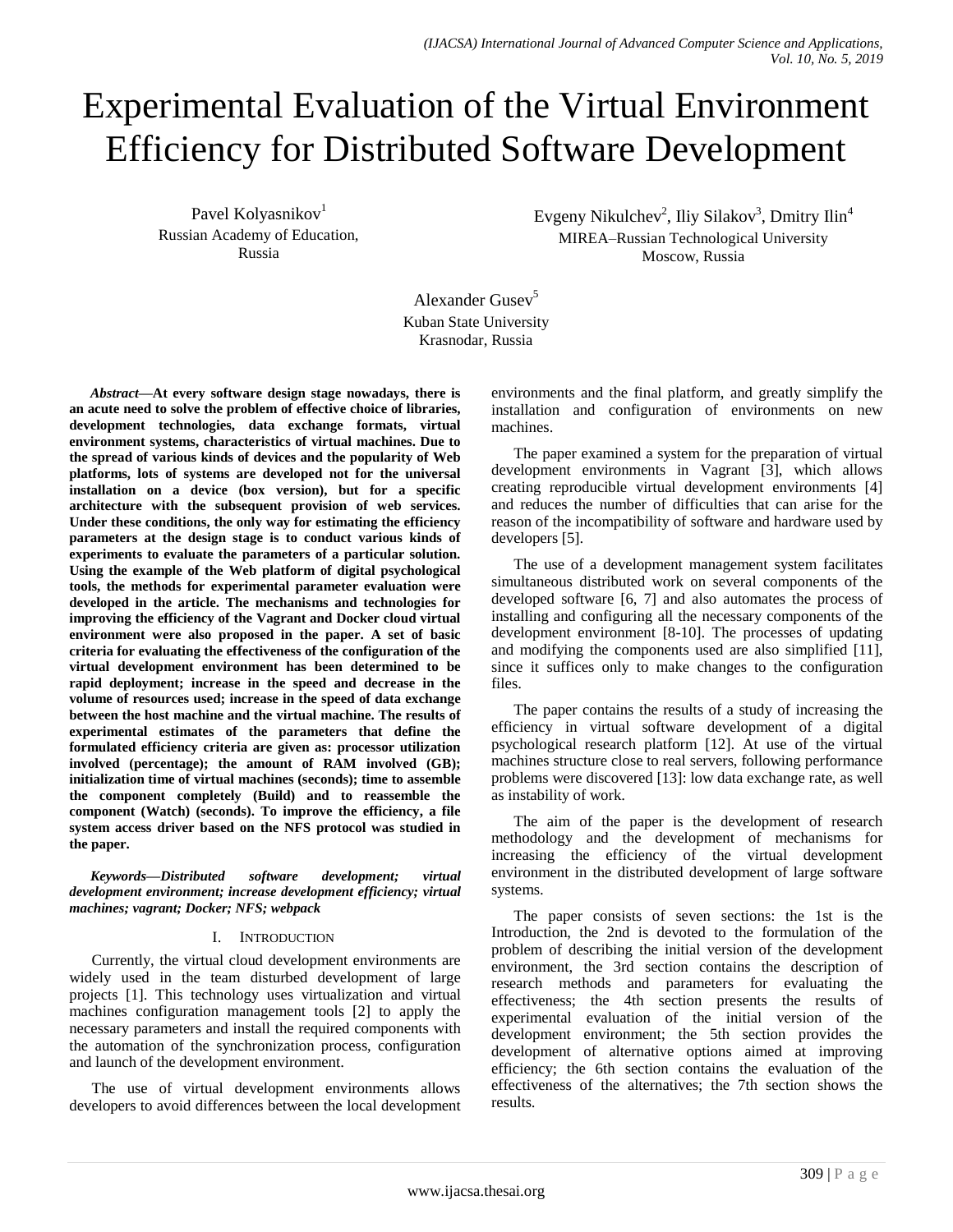# Experimental Evaluation of the Virtual Environment Efficiency for Distributed Software Development

Pavel Kolyasnikov[1]
Russian Academy of Education, Russia

Evgeny Nikulchev[2], Iliy Silakov[3], Dmitry Ilin[4]
MIREA–Russian Technological University
Moscow, Russia

Alexander Gusev[5]
Kuban State University
Krasnodar, Russia

***Abstract*—At every software design stage nowadays, there is an acute need to solve the problem of effective choice of libraries, development technologies, data exchange formats, virtual environment systems, characteristics of virtual machines. Due to the spread of various kinds of devices and the popularity of Web platforms, lots of systems are developed not for the universal installation on a device (box version), but for a specific architecture with the subsequent provision of web services. Under these conditions, the only way for estimating the efficiency parameters at the design stage is to conduct various kinds of experiments to evaluate the parameters of a particular solution. Using the example of the Web platform of digital psychological tools, the methods for experimental parameter evaluation were developed in the article. The mechanisms and technologies for improving the efficiency of the Vagrant and Docker cloud virtual environment were also proposed in the paper. A set of basic criteria for evaluating the effectiveness of the configuration of the virtual development environment has been determined to be rapid deployment; increase in the speed and decrease in the volume of resources used; increase in the speed of data exchange between the host machine and the virtual machine. The results of experimental estimates of the parameters that define the formulated efficiency criteria are given as: processor utilization involved (percentage); the amount of RAM involved (GB); initialization time of virtual machines (seconds); time to assemble the component completely (Build) and to reassemble the component (Watch) (seconds). To improve the efficiency, a file system access driver based on the NFS protocol was studied in the paper.**

***Keywords*—*Distributed software development; virtual development environment; increase development efficiency; virtual machines; vagrant; Docker; NFS; webpack***

## I. Introduction

Currently, the virtual cloud development environments are widely used in the team disturbed development of large projects [1]. This technology uses virtualization and virtual machines configuration management tools [2] to apply the necessary parameters and install the required components with the automation of the synchronization process, configuration and launch of the development environment.

The use of virtual development environments allows developers to avoid differences between the local development environments and the final platform, and greatly simplify the installation and configuration of environments on new machines.

The paper examined a system for the preparation of virtual development environments in Vagrant [3], which allows creating reproducible virtual development environments [4] and reduces the number of difficulties that can arise for the reason of the incompatibility of software and hardware used by developers [5].

The use of a development management system facilitates simultaneous distributed work on several components of the developed software [6, 7] and also automates the process of installing and configuring all the necessary components of the development environment [8-10]. The processes of updating and modifying the components used are also simplified [11], since it suffices only to make changes to the configuration files.

The paper contains the results of a study of increasing the efficiency in virtual software development of a digital psychological research platform [12]. At use of the virtual machines structure close to real servers, following performance problems were discovered [13]: low data exchange rate, as well as instability of work.

The aim of the paper is the development of research methodology and the development of mechanisms for increasing the efficiency of the virtual development environment in the distributed development of large software systems.

The paper consists of seven sections: the 1st is the Introduction, the 2nd is devoted to the formulation of the problem of describing the initial version of the development environment, the 3rd section contains the description of research methods and parameters for evaluating the effectiveness; the 4th section presents the results of experimental evaluation of the initial version of the development environment; the 5th section provides the development of alternative options aimed at improving efficiency; the 6th section contains the evaluation of the effectiveness of the alternatives; the 7th section shows the results.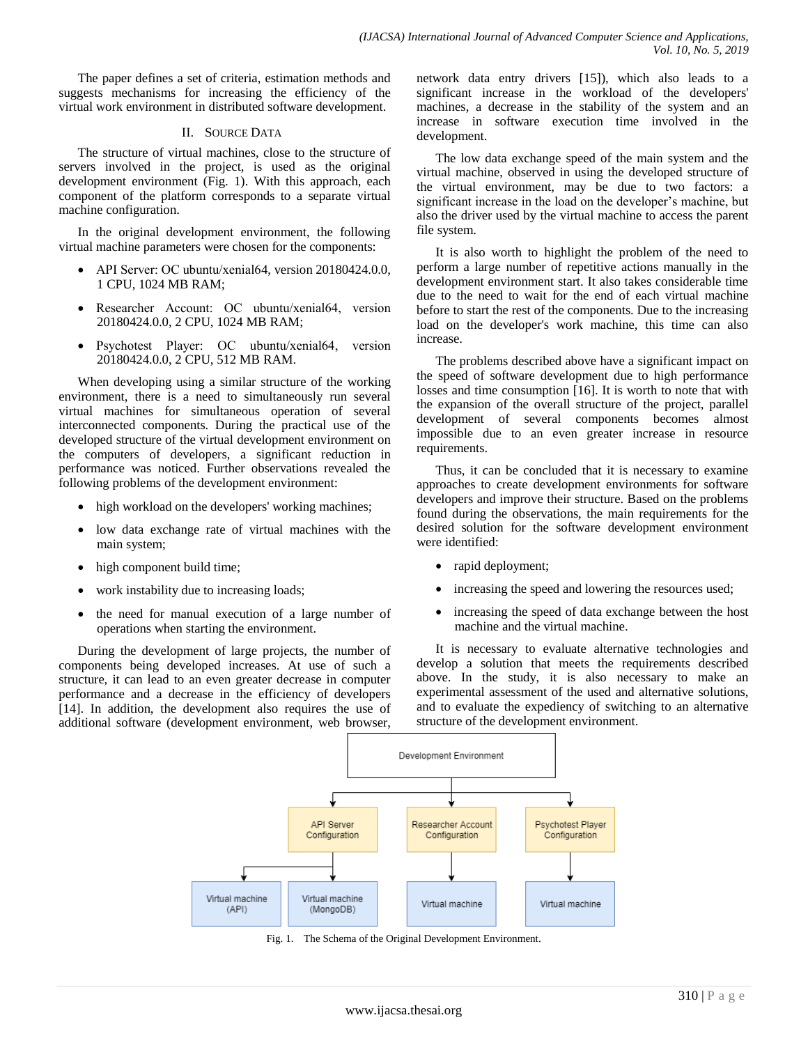The paper defines a set of criteria, estimation methods and suggests mechanisms for increasing the efficiency of the virtual work environment in distributed software development.

## II. Source Data

The structure of virtual machines, close to the structure of servers involved in the project, is used as the original development environment (Fig. 1). With this approach, each component of the platform corresponds to a separate virtual machine configuration.

In the original development environment, the following virtual machine parameters were chosen for the components:

- API Server: OC ubuntu/xenial64, version 20180424.0.0, 1 CPU, 1024 MB RAM;
- Researcher Account: OC ubuntu/xenial64, version 20180424.0.0, 2 CPU, 1024 MB RAM;
- Psychotest Player: OC ubuntu/xenial64, version 20180424.0.0, 2 CPU, 512 MB RAM.

When developing using a similar structure of the working environment, there is a need to simultaneously run several virtual machines for simultaneous operation of several interconnected components. During the practical use of the developed structure of the virtual development environment on the computers of developers, a significant reduction in performance was noticed. Further observations revealed the following problems of the development environment:

- high workload on the developers' working machines;
- low data exchange rate of virtual machines with the main system;
- high component build time;
- work instability due to increasing loads;
- the need for manual execution of a large number of operations when starting the environment.

During the development of large projects, the number of components being developed increases. At use of such a structure, it can lead to an even greater decrease in computer performance and a decrease in the efficiency of developers [14]. In addition, the development also requires the use of additional software (development environment, web browser, network data entry drivers [15]), which also leads to a significant increase in the workload of the developers' machines, a decrease in the stability of the system and an increase in software execution time involved in the development.

The low data exchange speed of the main system and the virtual machine, observed in using the developed structure of the virtual environment, may be due to two factors: a significant increase in the load on the developer's machine, but also the driver used by the virtual machine to access the parent file system.

It is also worth to highlight the problem of the need to perform a large number of repetitive actions manually in the development environment start. It also takes considerable time due to the need to wait for the end of each virtual machine before to start the rest of the components. Due to the increasing load on the developer's work machine, this time can also increase.

The problems described above have a significant impact on the speed of software development due to high performance losses and time consumption [16]. It is worth to note that with the expansion of the overall structure of the project, parallel development of several components becomes almost impossible due to an even greater increase in resource requirements.

Thus, it can be concluded that it is necessary to examine approaches to create development environments for software developers and improve their structure. Based on the problems found during the observations, the main requirements for the desired solution for the software development environment were identified:

- rapid deployment;
- increasing the speed and lowering the resources used;
- increasing the speed of data exchange between the host machine and the virtual machine.

It is necessary to evaluate alternative technologies and develop a solution that meets the requirements described above. In the study, it is also necessary to make an experimental assessment of the used and alternative solutions, and to evaluate the expediency of switching to an alternative structure of the development environment.

Fig. 1. The Schema of the Original Development Environment.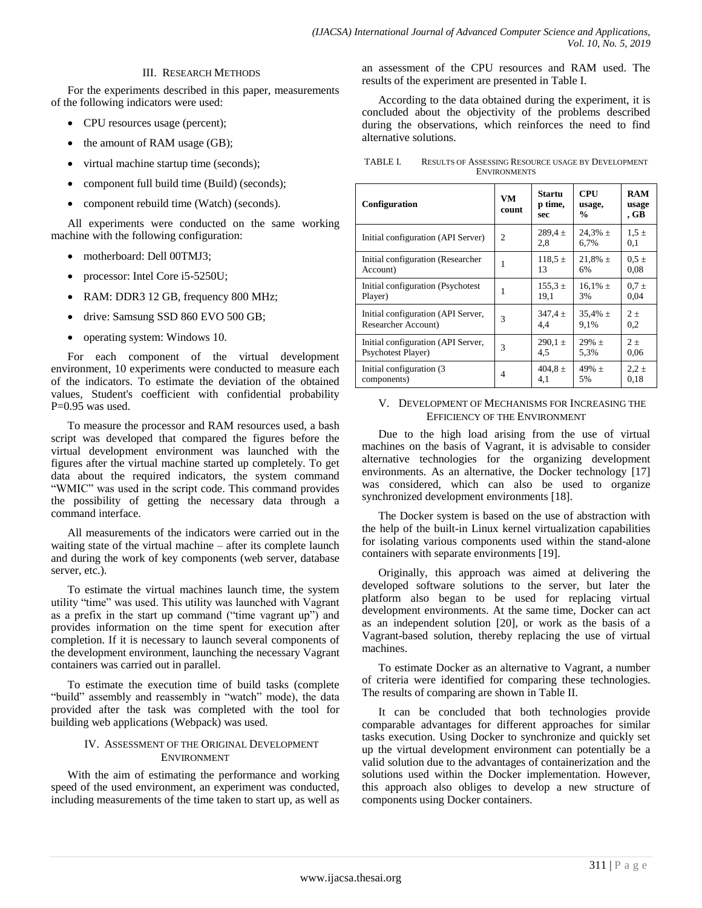## III. Research Methods

For the experiments described in this paper, measurements of the following indicators were used:

- CPU resources usage (percent);
- the amount of RAM usage (GB);
- virtual machine startup time (seconds);
- component full build time (Build) (seconds);
- component rebuild time (Watch) (seconds).

All experiments were conducted on the same working machine with the following configuration:

- motherboard: Dell 00TMJ3;
- processor: Intel Core i5-5250U;
- RAM: DDR3 12 GB, frequency 800 MHz;
- drive: Samsung SSD 860 EVO 500 GB;
- operating system: Windows 10.

For each component of the virtual development environment, 10 experiments were conducted to measure each of the indicators. To estimate the deviation of the obtained values, Student's coefficient with confidential probability P=0.95 was used.

To measure the processor and RAM resources used, a bash script was developed that compared the figures before the virtual development environment was launched with the figures after the virtual machine started up completely. To get data about the required indicators, the system command "WMIC" was used in the script code. This command provides the possibility of getting the necessary data through a command interface.

All measurements of the indicators were carried out in the waiting state of the virtual machine – after its complete launch and during the work of key components (web server, database server, etc.).

To estimate the virtual machines launch time, the system utility "time" was used. This utility was launched with Vagrant as a prefix in the start up command ("time vagrant up") and provides information on the time spent for execution after completion. If it is necessary to launch several components of the development environment, launching the necessary Vagrant containers was carried out in parallel.

To estimate the execution time of build tasks (complete "build" assembly and reassembly in "watch" mode), the data provided after the task was completed with the tool for building web applications (Webpack) was used.

## IV. Assessment of the Original Development Environment

With the aim of estimating the performance and working speed of the used environment, an experiment was conducted, including measurements of the time taken to start up, as well as an assessment of the CPU resources and RAM used. The results of the experiment are presented in Table I.

According to the data obtained during the experiment, it is concluded about the objectivity of the problems described during the observations, which reinforces the need to find alternative solutions.

TABLE I. Results of Assessing Resource usage by Development Environments

| Configuration | VM count | Startup time, sec | CPU usage, % | RAM usage, GB |
|---|---|---|---|---|
| Initial configuration (API Server) | 2 | 289,4 ± 2,8 | 24,3% ± 6,7% | 1,5 ± 0,1 |
| Initial configuration (Researcher Account) | 1 | 118,5 ± 13 | 21,8% ± 6% | 0,5 ± 0,08 |
| Initial configuration (Psychotest Player) | 1 | 155,3 ± 19,1 | 16,1% ± 3% | 0,7 ± 0,04 |
| Initial configuration (API Server, Researcher Account) | 3 | 347,4 ± 4,4 | 35,4% ± 9,1% | 2 ± 0,2 |
| Initial configuration (API Server, Psychotest Player) | 3 | 290,1 ± 4,5 | 29% ± 5,3% | 2 ± 0,06 |
| Initial configuration (3 components) | 4 | 404,8 ± 4,1 | 49% ± 5% | 2,2 ± 0,18 |

## V. Development of Mechanisms for Increasing the Efficiency of the Environment

Due to the high load arising from the use of virtual machines on the basis of Vagrant, it is advisable to consider alternative technologies for the organizing development environments. As an alternative, the Docker technology [17] was considered, which can also be used to organize synchronized development environments [18].

The Docker system is based on the use of abstraction with the help of the built-in Linux kernel virtualization capabilities for isolating various components used within the stand-alone containers with separate environments [19].

Originally, this approach was aimed at delivering the developed software solutions to the server, but later the platform also began to be used for replacing virtual development environments. At the same time, Docker can act as an independent solution [20], or work as the basis of a Vagrant-based solution, thereby replacing the use of virtual machines.

To estimate Docker as an alternative to Vagrant, a number of criteria were identified for comparing these technologies. The results of comparing are shown in Table II.

It can be concluded that both technologies provide comparable advantages for different approaches for similar tasks execution. Using Docker to synchronize and quickly set up the virtual development environment can potentially be a valid solution due to the advantages of containerization and the solutions used within the Docker implementation. However, this approach also obliges to develop a new structure of components using Docker containers.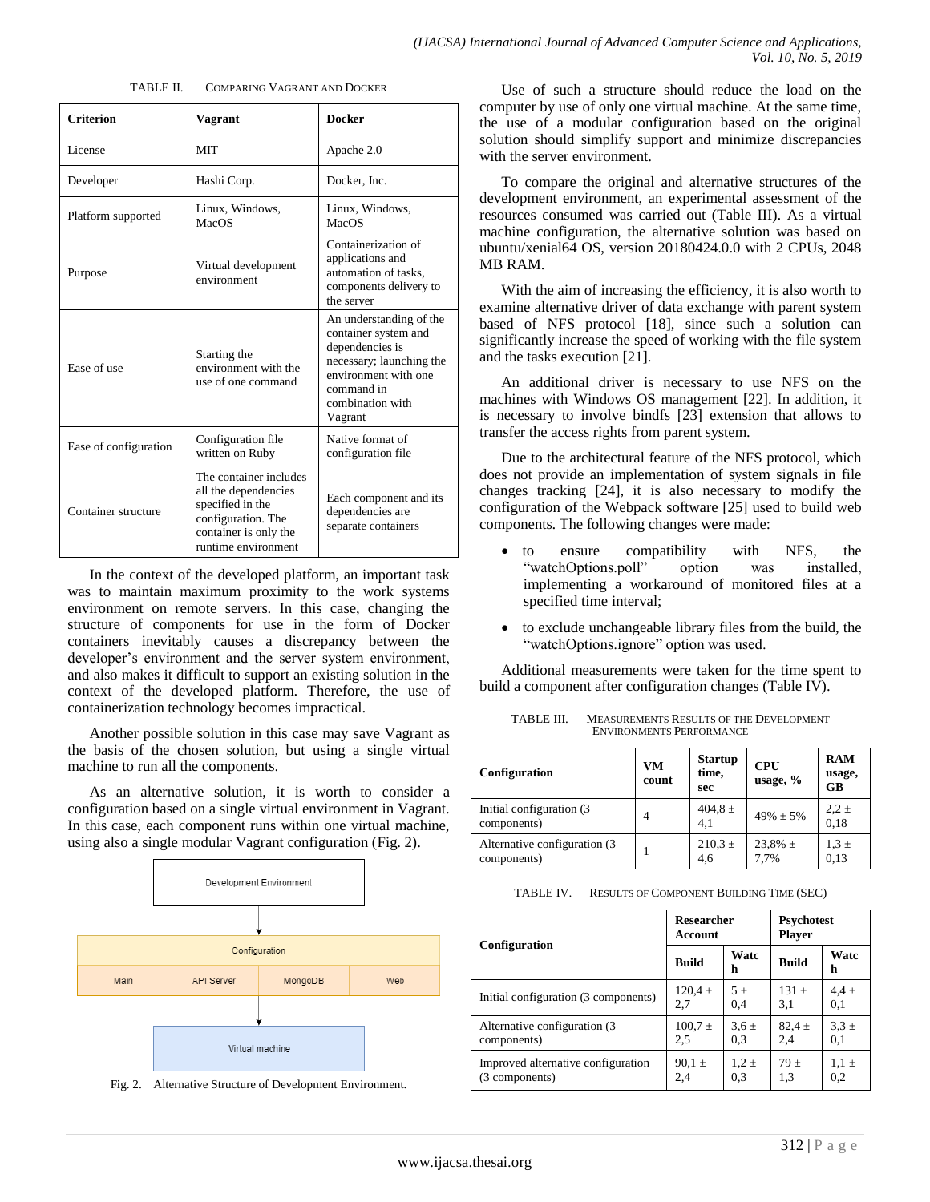TABLE II. COMPARING VAGRANT AND DOCKER

| Criterion | Vagrant | Docker |
|---|---|---|
| License | MIT | Apache 2.0 |
| Developer | Hashi Corp. | Docker, Inc. |
| Platform supported | Linux, Windows, MacOS | Linux, Windows, MacOS |
| Purpose | Virtual development environment | Containerization of applications and automation of tasks, components delivery to the server |
| Ease of use | Starting the environment with the use of one command | An understanding of the container system and dependencies is necessary; launching the environment with one command in combination with Vagrant |
| Ease of configuration | Configuration file written on Ruby | Native format of configuration file |
| Container structure | The container includes all the dependencies specified in the configuration. The container is only the runtime environment | Each component and its dependencies are separate containers |

In the context of the developed platform, an important task was to maintain maximum proximity to the work systems environment on remote servers. In this case, changing the structure of components for use in the form of Docker containers inevitably causes a discrepancy between the developer's environment and the server system environment, and also makes it difficult to support an existing solution in the context of the developed platform. Therefore, the use of containerization technology becomes impractical.

Another possible solution in this case may save Vagrant as the basis of the chosen solution, but using a single virtual machine to run all the components.

As an alternative solution, it is worth to consider a configuration based on a single virtual environment in Vagrant. In this case, each component runs within one virtual machine, using also a single modular Vagrant configuration (Fig. 2).

Development Environment → Configuration (Main, API Server, MongoDB, Web) → Virtual machine

Fig. 2. Alternative Structure of Development Environment.

Use of such a structure should reduce the load on the computer by use of only one virtual machine. At the same time, the use of a modular configuration based on the original solution should simplify support and minimize discrepancies with the server environment.

To compare the original and alternative structures of the development environment, an experimental assessment of the resources consumed was carried out (Table III). As a virtual machine configuration, the alternative solution was based on ubuntu/xenial64 OS, version 20180424.0.0 with 2 CPUs, 2048 MB RAM.

With the aim of increasing the efficiency, it is also worth to examine alternative driver of data exchange with parent system based of NFS protocol [18], since such a solution can significantly increase the speed of working with the file system and the tasks execution [21].

An additional driver is necessary to use NFS on the machines with Windows OS management [22]. In addition, it is necessary to involve bindfs [23] extension that allows to transfer the access rights from parent system.

Due to the architectural feature of the NFS protocol, which does not provide an implementation of system signals in file changes tracking [24], it is also necessary to modify the configuration of the Webpack software [25] used to build web components. The following changes were made:

- to ensure compatibility with NFS, the "watchOptions.poll" option was installed, implementing a workaround of monitored files at a specified time interval;
- to exclude unchangeable library files from the build, the "watchOptions.ignore" option was used.

Additional measurements were taken for the time spent to build a component after configuration changes (Table IV).

TABLE III. MEASUREMENTS RESULTS OF THE DEVELOPMENT ENVIRONMENTS PERFORMANCE

| Configuration | VM count | Startup time, sec | CPU usage, % | RAM usage, GB |
|---|---|---|---|---|
| Initial configuration (3 components) | 4 | 404,8 ± 4,1 | 49% ± 5% | 2,2 ± 0,18 |
| Alternative configuration (3 components) | 1 | 210,3 ± 4,6 | 23,8% ± 7,7% | 1,3 ± 0,13 |

TABLE IV. RESULTS OF COMPONENT BUILDING TIME (SEC)

| Configuration | Researcher Account | | Psychotest Player | |
|---|---|---|---|---|
| | Build | Watch | Build | Watch |
| Initial configuration (3 components) | 120,4 ± 2,7 | 5 ± 0,4 | 131 ± 3,1 | 4,4 ± 0,1 |
| Alternative configuration (3 components) | 100,7 ± 2,5 | 3,6 ± 0,3 | 82,4 ± 2,4 | 3,3 ± 0,1 |
| Improved alternative configuration (3 components) | 90,1 ± 2,4 | 1,2 ± 0,3 | 79 ± 1,3 | 1,1 ± 0,2 |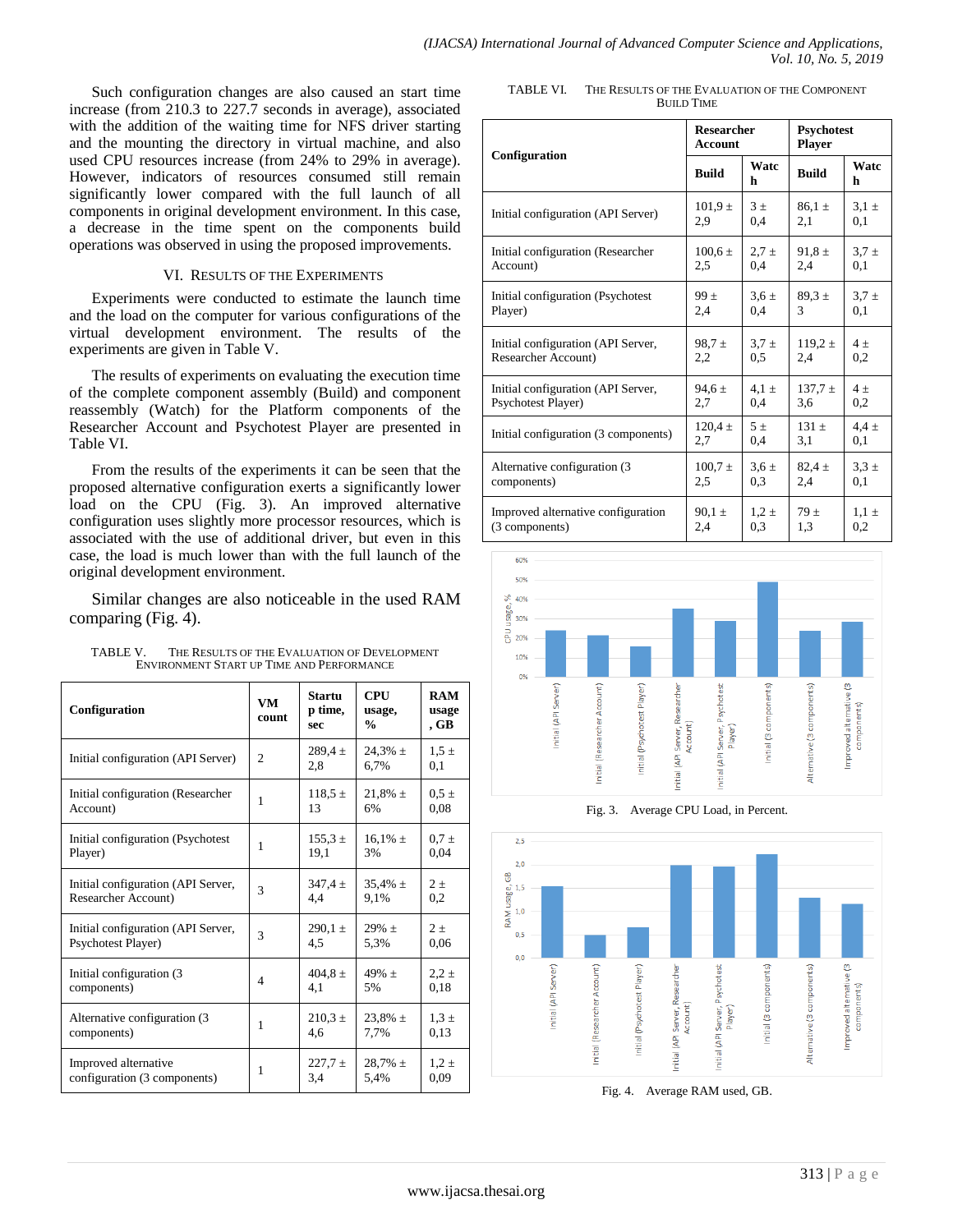Such configuration changes are also caused an start time increase (from 210.3 to 227.7 seconds in average), associated with the addition of the waiting time for NFS driver starting and the mounting the directory in virtual machine, and also used CPU resources increase (from 24% to 29% in average). However, indicators of resources consumed still remain significantly lower compared with the full launch of all components in original development environment. In this case, a decrease in the time spent on the components build operations was observed in using the proposed improvements.

## VI. Results of the Experiments

Experiments were conducted to estimate the launch time and the load on the computer for various configurations of the virtual development environment. The results of the experiments are given in Table V.

The results of experiments on evaluating the execution time of the complete component assembly (Build) and component reassembly (Watch) for the Platform components of the Researcher Account and Psychotest Player are presented in Table VI.

From the results of the experiments it can be seen that the proposed alternative configuration exerts a significantly lower load on the CPU (Fig. 3). An improved alternative configuration uses slightly more processor resources, which is associated with the use of additional driver, but even in this case, the load is much lower than with the full launch of the original development environment.

Similar changes are also noticeable in the used RAM comparing (Fig. 4).

TABLE V. The Results of the Evaluation of Development Environment Start up Time and Performance

| Configuration | VM count | Startup time, sec | CPU usage, % | RAM usage, GB |
|---|---|---|---|---|
| Initial configuration (API Server) | 2 | 289,4 ± 2,8 | 24,3% ± 6,7% | 1,5 ± 0,1 |
| Initial configuration (Researcher Account) | 1 | 118,5 ± 13 | 21,8% ± 6% | 0,5 ± 0,08 |
| Initial configuration (Psychotest Player) | 1 | 155,3 ± 19,1 | 16,1% ± 3% | 0,7 ± 0,04 |
| Initial configuration (API Server, Researcher Account) | 3 | 347,4 ± 4,4 | 35,4% ± 9,1% | 2 ± 0,2 |
| Initial configuration (API Server, Psychotest Player) | 3 | 290,1 ± 4,5 | 29% ± 5,3% | 2 ± 0,06 |
| Initial configuration (3 components) | 4 | 404,8 ± 4,1 | 49% ± 5% | 2,2 ± 0,18 |
| Alternative configuration (3 components) | 1 | 210,3 ± 4,6 | 23,8% ± 7,7% | 1,3 ± 0,13 |
| Improved alternative configuration (3 components) | 1 | 227,7 ± 3,4 | 28,7% ± 5,4% | 1,2 ± 0,09 |

TABLE VI. The Results of the Evaluation of the Component Build Time

| Configuration | Researcher Account | | Psychotest Player | |
|---|---|---|---|---|
| | Build | Watch | Build | Watch |
| Initial configuration (API Server) | 101,9 ± 2,9 | 3 ± 0,4 | 86,1 ± 2,1 | 3,1 ± 0,1 |
| Initial configuration (Researcher Account) | 100,6 ± 2,5 | 2,7 ± 0,4 | 91,8 ± 2,4 | 3,7 ± 0,1 |
| Initial configuration (Psychotest Player) | 99 ± 2,4 | 3,6 ± 0,4 | 89,3 ± 3 | 3,7 ± 0,1 |
| Initial configuration (API Server, Researcher Account) | 98,7 ± 2,2 | 3,7 ± 0,5 | 119,2 ± 2,4 | 4 ± 0,2 |
| Initial configuration (API Server, Psychotest Player) | 94,6 ± 2,7 | 4,1 ± 0,4 | 137,7 ± 3,6 | 4 ± 0,2 |
| Initial configuration (3 components) | 120,4 ± 2,7 | 5 ± 0,4 | 131 ± 3,1 | 4,4 ± 0,1 |
| Alternative configuration (3 components) | 100,7 ± 2,5 | 3,6 ± 0,3 | 82,4 ± 2,4 | 3,3 ± 0,1 |
| Improved alternative configuration (3 components) | 90,1 ± 2,4 | 1,2 ± 0,3 | 79 ± 1,3 | 1,1 ± 0,2 |

Fig. 3. Average CPU Load, in Percent.

Fig. 4. Average RAM used, GB.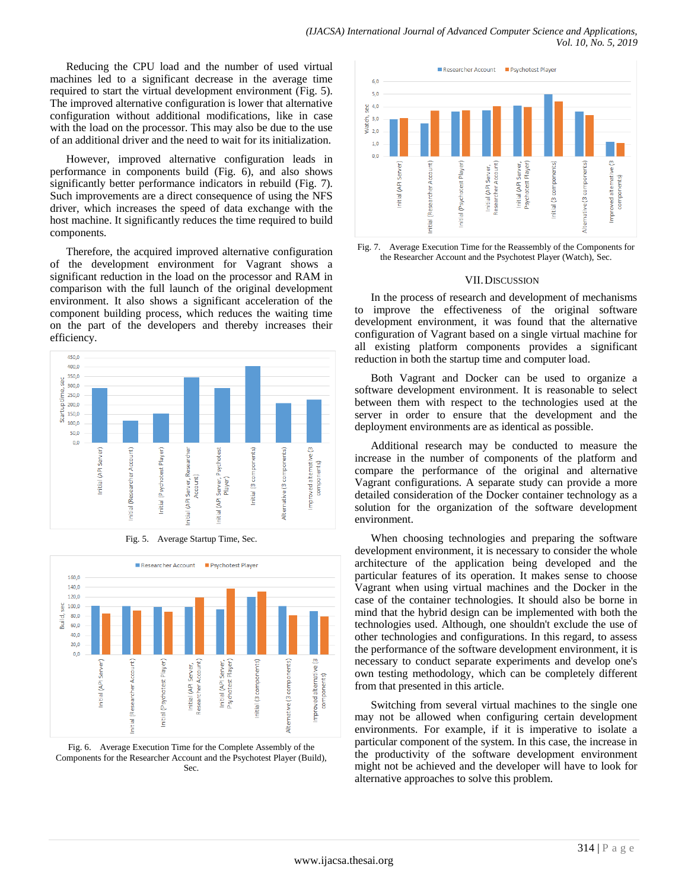Reducing the CPU load and the number of used virtual machines led to a significant decrease in the average time required to start the virtual development environment (Fig. 5). The improved alternative configuration is lower that alternative configuration without additional modifications, like in case with the load on the processor. This may also be due to the use of an additional driver and the need to wait for its initialization.

However, improved alternative configuration leads in performance in components build (Fig. 6), and also shows significantly better performance indicators in rebuild (Fig. 7). Such improvements are a direct consequence of using the NFS driver, which increases the speed of data exchange with the host machine. It significantly reduces the time required to build components.

Therefore, the acquired improved alternative configuration of the development environment for Vagrant shows a significant reduction in the load on the processor and RAM in comparison with the full launch of the original development environment. It also shows a significant acceleration of the component building process, which reduces the waiting time on the part of the developers and thereby increases their efficiency.

Fig. 5. Average Startup Time, Sec.

Fig. 6. Average Execution Time for the Complete Assembly of the Components for the Researcher Account and the Psychotest Player (Build), Sec.

Fig. 7. Average Execution Time for the Reassembly of the Components for the Researcher Account and the Psychotest Player (Watch), Sec.

## VII. Discussion

In the process of research and development of mechanisms to improve the effectiveness of the original software development environment, it was found that the alternative configuration of Vagrant based on a single virtual machine for all existing platform components provides a significant reduction in both the startup time and computer load.

Both Vagrant and Docker can be used to organize a software development environment. It is reasonable to select between them with respect to the technologies used at the server in order to ensure that the development and the deployment environments are as identical as possible.

Additional research may be conducted to measure the increase in the number of components of the platform and compare the performance of the original and alternative Vagrant configurations. A separate study can provide a more detailed consideration of the Docker container technology as a solution for the organization of the software development environment.

When choosing technologies and preparing the software development environment, it is necessary to consider the whole architecture of the application being developed and the particular features of its operation. It makes sense to choose Vagrant when using virtual machines and the Docker in the case of the container technologies. It should also be borne in mind that the hybrid design can be implemented with both the technologies used. Although, one shouldn't exclude the use of other technologies and configurations. In this regard, to assess the performance of the software development environment, it is necessary to conduct separate experiments and develop one's own testing methodology, which can be completely different from that presented in this article.

Switching from several virtual machines to the single one may not be allowed when configuring certain development environments. For example, if it is imperative to isolate a particular component of the system. In this case, the increase in the productivity of the software development environment might not be achieved and the developer will have to look for alternative approaches to solve this problem.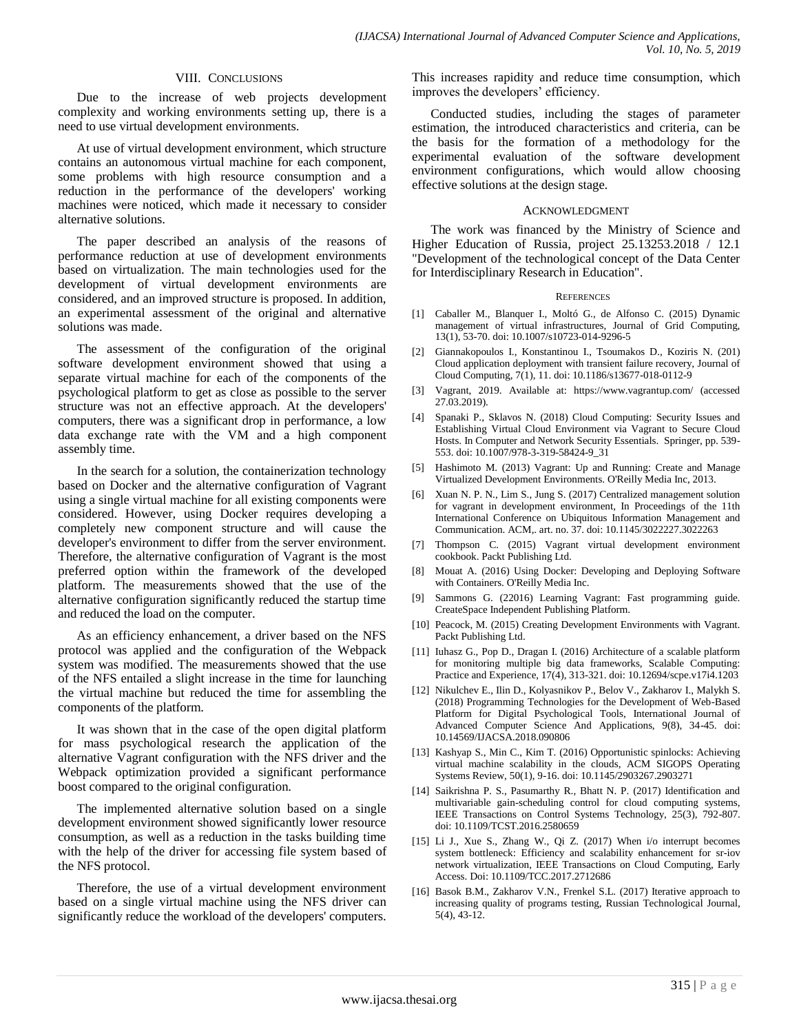## VIII. Conclusions

Due to the increase of web projects development complexity and working environments setting up, there is a need to use virtual development environments.

At use of virtual development environment, which structure contains an autonomous virtual machine for each component, some problems with high resource consumption and a reduction in the performance of the developers' working machines were noticed, which made it necessary to consider alternative solutions.

The paper described an analysis of the reasons of performance reduction at use of development environments based on virtualization. The main technologies used for the development of virtual development environments are considered, and an improved structure is proposed. In addition, an experimental assessment of the original and alternative solutions was made.

The assessment of the configuration of the original software development environment showed that using a separate virtual machine for each of the components of the psychological platform to get as close as possible to the server structure was not an effective approach. At the developers' computers, there was a significant drop in performance, a low data exchange rate with the VM and a high component assembly time.

In the search for a solution, the containerization technology based on Docker and the alternative configuration of Vagrant using a single virtual machine for all existing components were considered. However, using Docker requires developing a completely new component structure and will cause the developer's environment to differ from the server environment. Therefore, the alternative configuration of Vagrant is the most preferred option within the framework of the developed platform. The measurements showed that the use of the alternative configuration significantly reduced the startup time and reduced the load on the computer.

As an efficiency enhancement, a driver based on the NFS protocol was applied and the configuration of the Webpack system was modified. The measurements showed that the use of the NFS entailed a slight increase in the time for launching the virtual machine but reduced the time for assembling the components of the platform.

It was shown that in the case of the open digital platform for mass psychological research the application of the alternative Vagrant configuration with the NFS driver and the Webpack optimization provided a significant performance boost compared to the original configuration.

The implemented alternative solution based on a single development environment showed significantly lower resource consumption, as well as a reduction in the tasks building time with the help of the driver for accessing file system based of the NFS protocol.

Therefore, the use of a virtual development environment based on a single virtual machine using the NFS driver can significantly reduce the workload of the developers' computers. This increases rapidity and reduce time consumption, which improves the developers' efficiency.

Conducted studies, including the stages of parameter estimation, the introduced characteristics and criteria, can be the basis for the formation of a methodology for the experimental evaluation of the software development environment configurations, which would allow choosing effective solutions at the design stage.

## Acknowledgment

The work was financed by the Ministry of Science and Higher Education of Russia, project 25.13253.2018 / 12.1 "Development of the technological concept of the Data Center for Interdisciplinary Research in Education".

## References

[1] Caballer M., Blanquer I., Moltó G., de Alfonso C. (2015) Dynamic management of virtual infrastructures, Journal of Grid Computing, 13(1), 53-70. doi: 10.1007/s10723-014-9296-5

[2] Giannakopoulos I., Konstantinou I., Tsoumakos D., Koziris N. (201) Cloud application deployment with transient failure recovery, Journal of Cloud Computing, 7(1), 11. doi: 10.1186/s13677-018-0112-9

[3] Vagrant, 2019. Available at: https://www.vagrantup.com/ (accessed 27.03.2019).

[4] Spanaki P., Sklavos N. (2018) Cloud Computing: Security Issues and Establishing Virtual Cloud Environment via Vagrant to Secure Cloud Hosts. In Computer and Network Security Essentials. Springer, pp. 539-553. doi: 10.1007/978-3-319-58424-9_31

[5] Hashimoto M. (2013) Vagrant: Up and Running: Create and Manage Virtualized Development Environments. O'Reilly Media Inc, 2013.

[6] Xuan N. P. N., Lim S., Jung S. (2017) Centralized management solution for vagrant in development environment, In Proceedings of the 11th International Conference on Ubiquitous Information Management and Communication. ACM,. art. no. 37. doi: 10.1145/3022227.3022263

[7] Thompson C. (2015) Vagrant virtual development environment cookbook. Packt Publishing Ltd.

[8] Mouat A. (2016) Using Docker: Developing and Deploying Software with Containers. O'Reilly Media Inc.

[9] Sammons G. (22016) Learning Vagrant: Fast programming guide. CreateSpace Independent Publishing Platform.

[10] Peacock, M. (2015) Creating Development Environments with Vagrant. Packt Publishing Ltd.

[11] Iuhasz G., Pop D., Dragan I. (2016) Architecture of a scalable platform for monitoring multiple big data frameworks, Scalable Computing: Practice and Experience, 17(4), 313-321. doi: 10.12694/scpe.v17i4.1203

[12] Nikulchev E., Ilin D., Kolyasnikov P., Belov V., Zakharov I., Malykh S. (2018) Programming Technologies for the Development of Web-Based Platform for Digital Psychological Tools, International Journal of Advanced Computer Science And Applications, 9(8), 34-45. doi: 10.14569/IJACSA.2018.090806

[13] Kashyap S., Min C., Kim T. (2016) Opportunistic spinlocks: Achieving virtual machine scalability in the clouds, ACM SIGOPS Operating Systems Review, 50(1), 9-16. doi: 10.1145/2903267.2903271

[14] Saikrishna P. S., Pasumarthy R., Bhatt N. P. (2017) Identification and multivariable gain-scheduling control for cloud computing systems, IEEE Transactions on Control Systems Technology, 25(3), 792-807. doi: 10.1109/TCST.2016.2580659

[15] Li J., Xue S., Zhang W., Qi Z. (2017) When i/o interrupt becomes system bottleneck: Efficiency and scalability enhancement for sr-iov network virtualization, IEEE Transactions on Cloud Computing, Early Access. Doi: 10.1109/TCC.2017.2712686

[16] Basok B.M., Zakharov V.N., Frenkel S.L. (2017) Iterative approach to increasing quality of programs testing, Russian Technological Journal, 5(4), 43-12.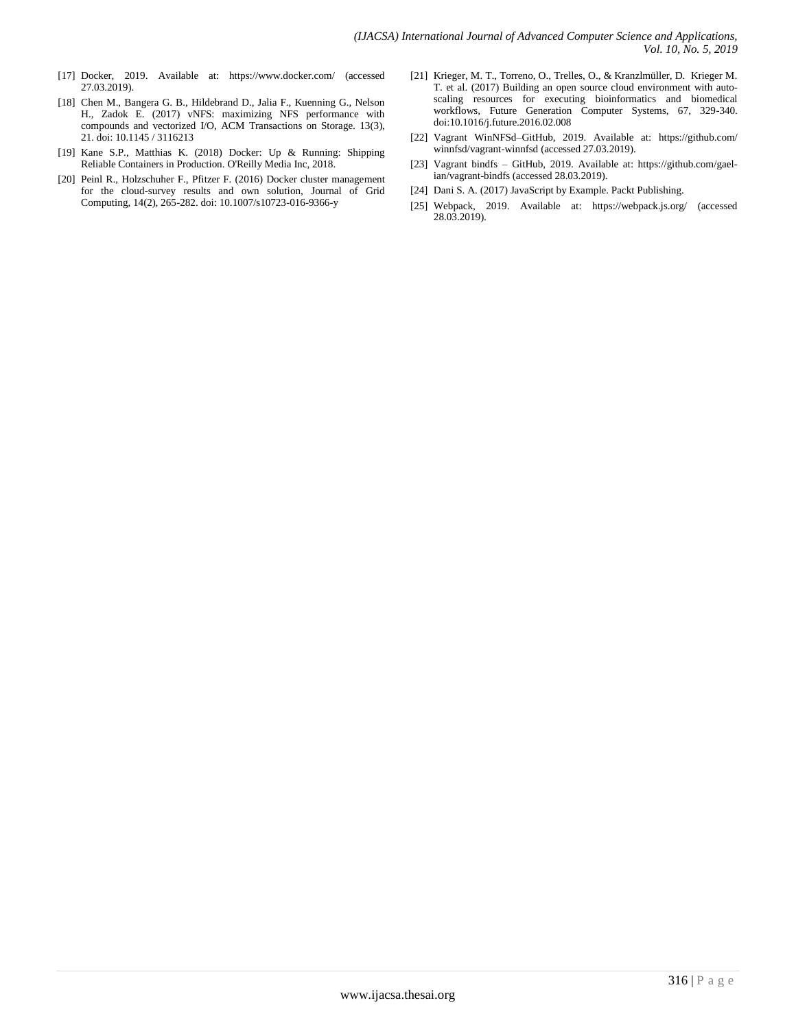[17] Docker, 2019. Available at: https://www.docker.com/ (accessed 27.03.2019).

[18] Chen M., Bangera G. B., Hildebrand D., Jalia F., Kuenning G., Nelson H., Zadok E. (2017) vNFS: maximizing NFS performance with compounds and vectorized I/O, ACM Transactions on Storage. 13(3), 21. doi: 10.1145 / 3116213

[19] Kane S.P., Matthias K. (2018) Docker: Up & Running: Shipping Reliable Containers in Production. O'Reilly Media Inc, 2018.

[20] Peinl R., Holzschuher F., Pfitzer F. (2016) Docker cluster management for the cloud-survey results and own solution, Journal of Grid Computing, 14(2), 265-282. doi: 10.1007/s10723-016-9366-y

[21] Krieger, M. T., Torreno, O., Trelles, O., & Kranzlmüller, D. Krieger M. T. et al. (2017) Building an open source cloud environment with auto-scaling resources for executing bioinformatics and biomedical workflows, Future Generation Computer Systems, 67, 329-340. doi:10.1016/j.future.2016.02.008

[22] Vagrant WinNFSd–GitHub, 2019. Available at: https://github.com/winnfsd/vagrant-winnfsd (accessed 27.03.2019).

[23] Vagrant bindfs – GitHub, 2019. Available at: https://github.com/gael-ian/vagrant-bindfs (accessed 28.03.2019).

[24] Dani S. A. (2017) JavaScript by Example. Packt Publishing.

[25] Webpack, 2019. Available at: https://webpack.js.org/ (accessed 28.03.2019).